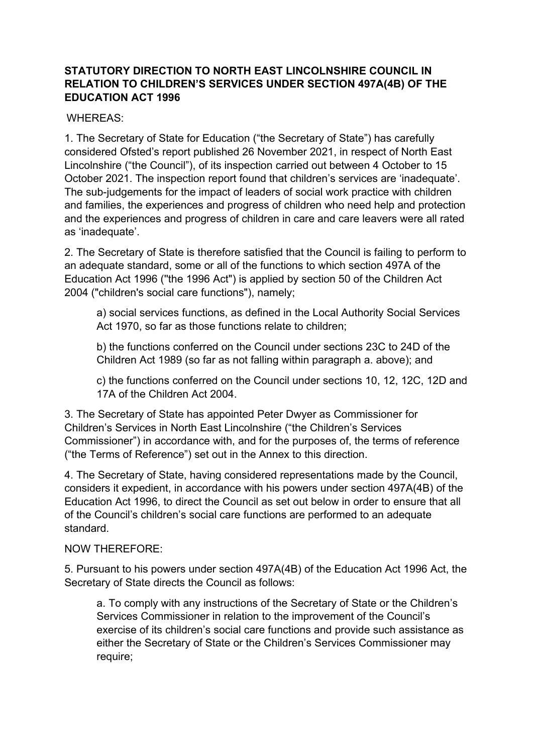**STATUTORY DIRECTION TO NORTH EAST LINCOLNSHIRE COUNCIL IN RELATION TO CHILDREN'S SERVICES UNDER SECTION 497A(4B) OF THE EDUCATION ACT 1996**

WHEREAS:

1. The Secretary of State for Education ("the Secretary of State") has carefully considered Ofsted's report published 26 November 2021, in respect of North East Lincolnshire ("the Council"), of its inspection carried out between 4 October to 15 October 2021. The inspection report found that children's services are 'inadequate'. The sub-judgements for the impact of leaders of social work practice with children and families, the experiences and progress of children who need help and protection and the experiences and progress of children in care and care leavers were all rated as 'inadequate'.

2. The Secretary of State is therefore satisfied that the Council is failing to perform to an adequate standard, some or all of the functions to which section 497A of the Education Act 1996 ("the 1996 Act") is applied by section 50 of the Children Act 2004 ("children's social care functions"), namely;

   a) social services functions, as defined in the Local Authority Social Services Act 1970, so far as those functions relate to children;

   b) the functions conferred on the Council under sections 23C to 24D of the Children Act 1989 (so far as not falling within paragraph a. above); and

   c) the functions conferred on the Council under sections 10, 12, 12C, 12D and 17A of the Children Act 2004.

3. The Secretary of State has appointed Peter Dwyer as Commissioner for Children's Services in North East Lincolnshire ("the Children's Services Commissioner") in accordance with, and for the purposes of, the terms of reference ("the Terms of Reference") set out in the Annex to this direction.

4. The Secretary of State, having considered representations made by the Council, considers it expedient, in accordance with his powers under section 497A(4B) of the Education Act 1996, to direct the Council as set out below in order to ensure that all of the Council's children's social care functions are performed to an adequate standard.

NOW THEREFORE:

5. Pursuant to his powers under section 497A(4B) of the Education Act 1996 Act, the Secretary of State directs the Council as follows:

   a. To comply with any instructions of the Secretary of State or the Children's Services Commissioner in relation to the improvement of the Council's exercise of its children's social care functions and provide such assistance as either the Secretary of State or the Children's Services Commissioner may require;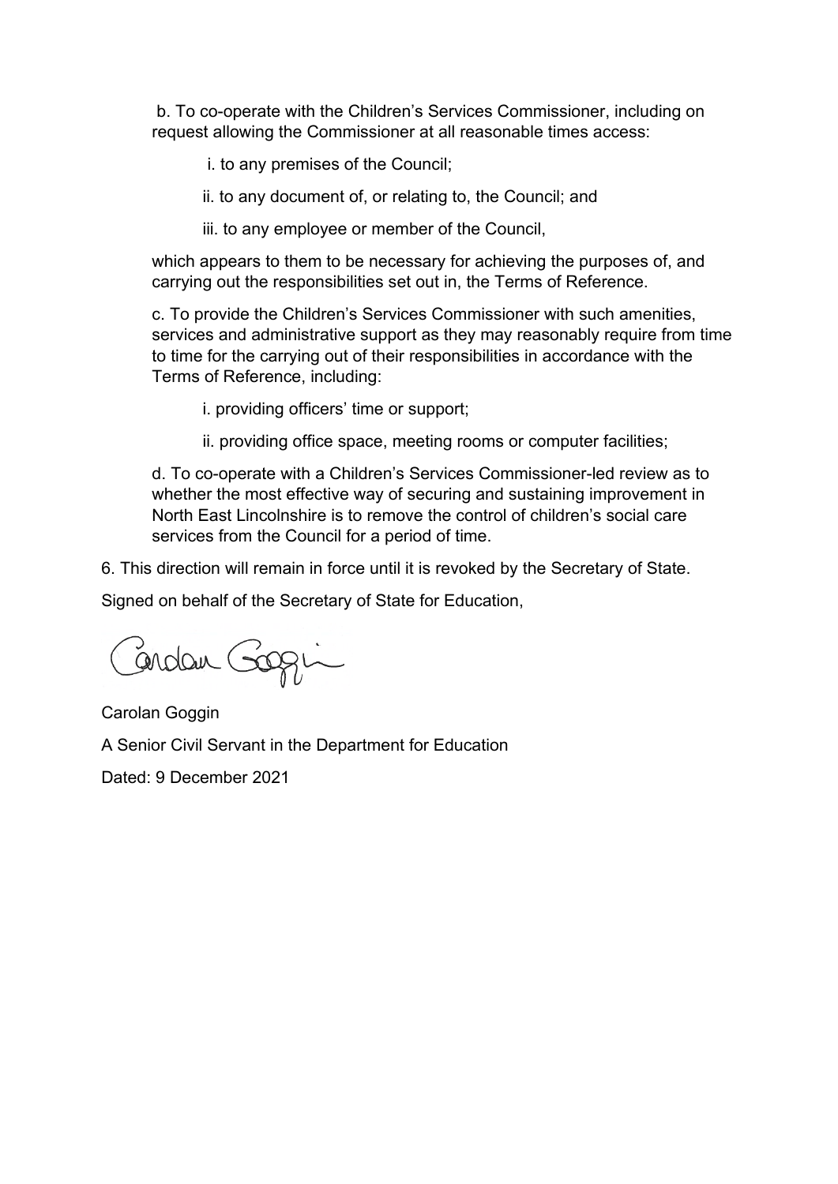b. To co-operate with the Children's Services Commissioner, including on request allowing the Commissioner at all reasonable times access:

   i. to any premises of the Council;

   ii. to any document of, or relating to, the Council; and

   iii. to any employee or member of the Council,

which appears to them to be necessary for achieving the purposes of, and carrying out the responsibilities set out in, the Terms of Reference.

c. To provide the Children's Services Commissioner with such amenities, services and administrative support as they may reasonably require from time to time for the carrying out of their responsibilities in accordance with the Terms of Reference, including:

   i. providing officers' time or support;

   ii. providing office space, meeting rooms or computer facilities;

d. To co-operate with a Children's Services Commissioner-led review as to whether the most effective way of securing and sustaining improvement in North East Lincolnshire is to remove the control of children's social care services from the Council for a period of time.

6. This direction will remain in force until it is revoked by the Secretary of State.

Signed on behalf of the Secretary of State for Education,

Carolan Goggin

A Senior Civil Servant in the Department for Education

Dated: 9 December 2021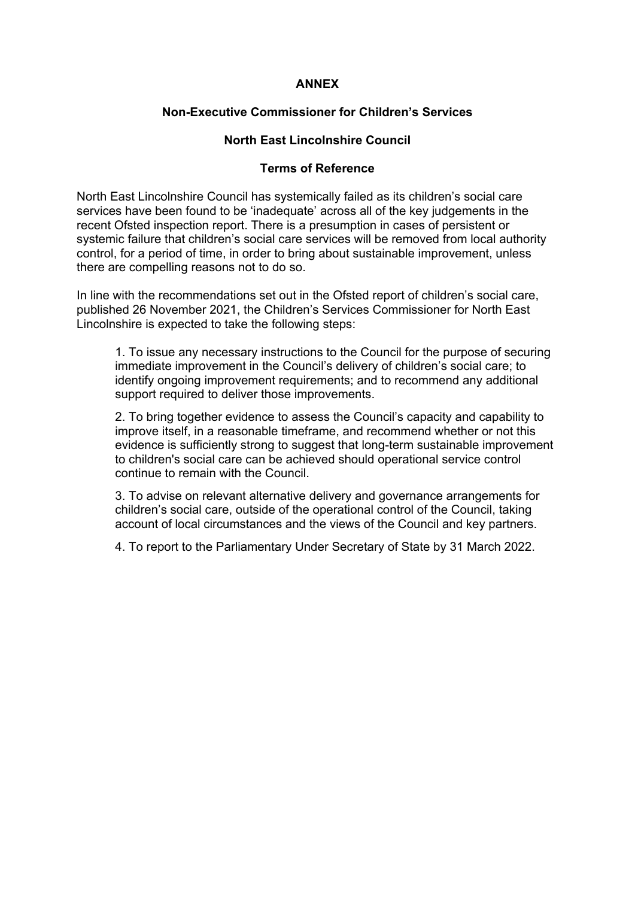**ANNEX**

**Non-Executive Commissioner for Children's Services**

**North East Lincolnshire Council**

**Terms of Reference**

North East Lincolnshire Council has systemically failed as its children's social care services have been found to be 'inadequate' across all of the key judgements in the recent Ofsted inspection report. There is a presumption in cases of persistent or systemic failure that children's social care services will be removed from local authority control, for a period of time, in order to bring about sustainable improvement, unless there are compelling reasons not to do so.

In line with the recommendations set out in the Ofsted report of children's social care, published 26 November 2021, the Children's Services Commissioner for North East Lincolnshire is expected to take the following steps:

1. To issue any necessary instructions to the Council for the purpose of securing immediate improvement in the Council's delivery of children's social care; to identify ongoing improvement requirements; and to recommend any additional support required to deliver those improvements.

2. To bring together evidence to assess the Council's capacity and capability to improve itself, in a reasonable timeframe, and recommend whether or not this evidence is sufficiently strong to suggest that long-term sustainable improvement to children's social care can be achieved should operational service control continue to remain with the Council.

3. To advise on relevant alternative delivery and governance arrangements for children's social care, outside of the operational control of the Council, taking account of local circumstances and the views of the Council and key partners.

4. To report to the Parliamentary Under Secretary of State by 31 March 2022.